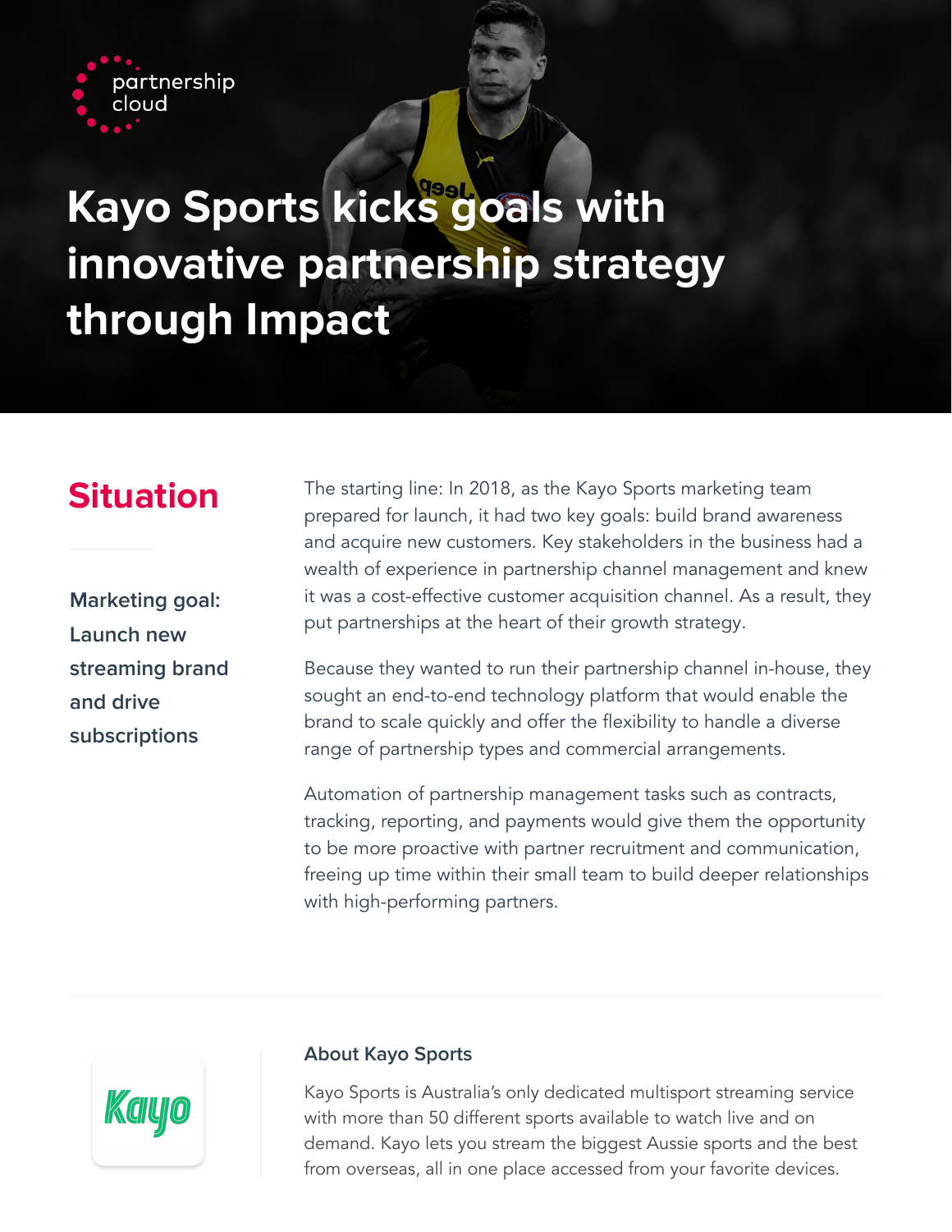partnership cloud

# Kayo Sports kicks goals with innovative partnership strategy through Impact

## Situation

**Marketing goal: Launch new streaming brand and drive subscriptions**

The starting line: In 2018, as the Kayo Sports marketing team prepared for launch, it had two key goals: build brand awareness and acquire new customers. Key stakeholders in the business had a wealth of experience in partnership channel management and knew it was a cost-effective customer acquisition channel. As a result, they put partnerships at the heart of their growth strategy.

Because they wanted to run their partnership channel in-house, they sought an end-to-end technology platform that would enable the brand to scale quickly and offer the flexibility to handle a diverse range of partnership types and commercial arrangements.

Automation of partnership management tasks such as contracts, tracking, reporting, and payments would give them the opportunity to be more proactive with partner recruitment and communication, freeing up time within their small team to build deeper relationships with high-performing partners.

---

Kayo

### About Kayo Sports

Kayo Sports is Australia's only dedicated multisport streaming service with more than 50 different sports available to watch live and on demand. Kayo lets you stream the biggest Aussie sports and the best from overseas, all in one place accessed from your favorite devices.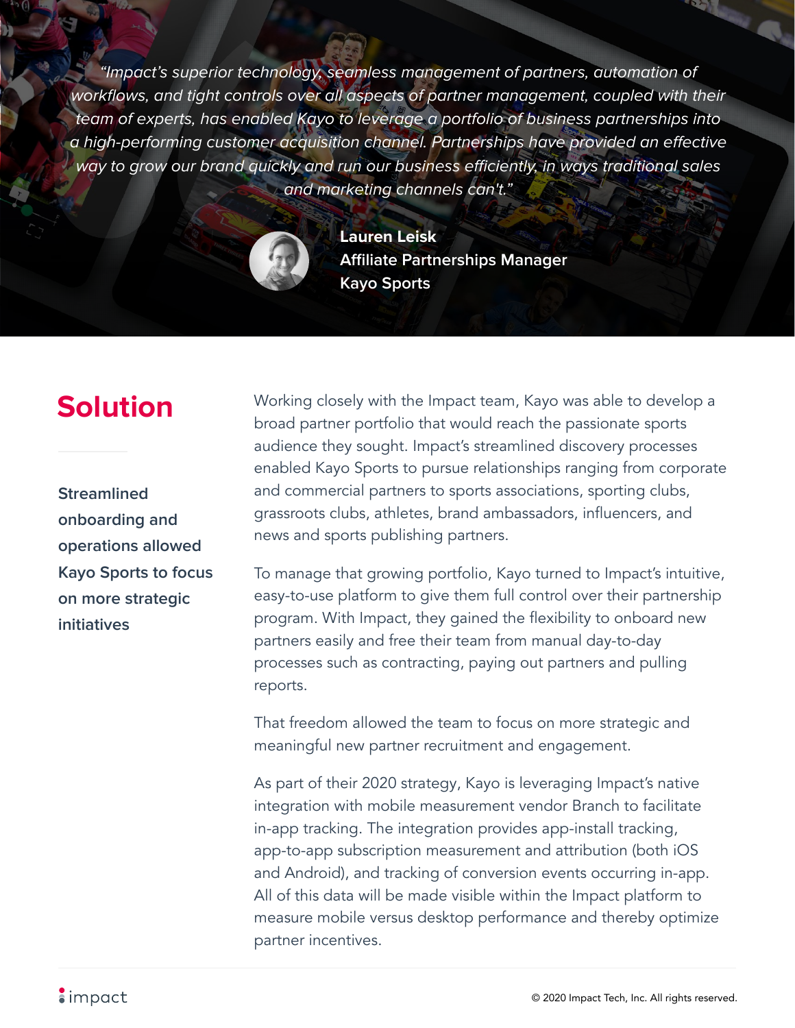*"Impact's superior technology, seamless management of partners, automation of workflows, and tight controls over all aspects of partner management, coupled with their team of experts, has enabled Kayo to leverage a portfolio of business partnerships into a high-performing customer acquisition channel. Partnerships have provided an effective way to grow our brand quickly and run our business efficiently, in ways traditional sales and marketing channels can't."*

**Lauren Leisk**
**Affiliate Partnerships Manager**
**Kayo Sports**

## Solution

**Streamlined onboarding and operations allowed Kayo Sports to focus on more strategic initiatives**

Working closely with the Impact team, Kayo was able to develop a broad partner portfolio that would reach the passionate sports audience they sought. Impact's streamlined discovery processes enabled Kayo Sports to pursue relationships ranging from corporate and commercial partners to sports associations, sporting clubs, grassroots clubs, athletes, brand ambassadors, influencers, and news and sports publishing partners.

To manage that growing portfolio, Kayo turned to Impact's intuitive, easy-to-use platform to give them full control over their partnership program. With Impact, they gained the flexibility to onboard new partners easily and free their team from manual day-to-day processes such as contracting, paying out partners and pulling reports.

That freedom allowed the team to focus on more strategic and meaningful new partner recruitment and engagement.

As part of their 2020 strategy, Kayo is leveraging Impact's native integration with mobile measurement vendor Branch to facilitate in-app tracking. The integration provides app-install tracking, app-to-app subscription measurement and attribution (both iOS and Android), and tracking of conversion events occurring in-app. All of this data will be made visible within the Impact platform to measure mobile versus desktop performance and thereby optimize partner incentives.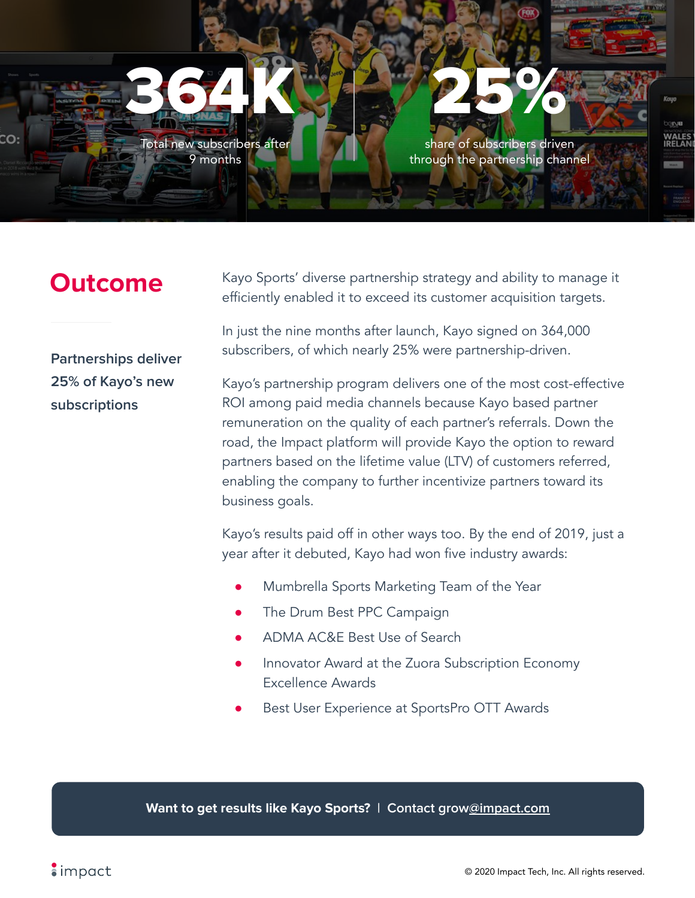**364K**

Total new subscribers after 9 months

**25%**

share of subscribers driven through the partnership channel

## Outcome

**Partnerships deliver 25% of Kayo's new subscriptions**

Kayo Sports' diverse partnership strategy and ability to manage it efficiently enabled it to exceed its customer acquisition targets.

In just the nine months after launch, Kayo signed on 364,000 subscribers, of which nearly 25% were partnership-driven.

Kayo's partnership program delivers one of the most cost-effective ROI among paid media channels because Kayo based partner remuneration on the quality of each partner's referrals. Down the road, the Impact platform will provide Kayo the option to reward partners based on the lifetime value (LTV) of customers referred, enabling the company to further incentivize partners toward its business goals.

Kayo's results paid off in other ways too. By the end of 2019, just a year after it debuted, Kayo had won five industry awards:

- Mumbrella Sports Marketing Team of the Year
- The Drum Best PPC Campaign
- ADMA AC&E Best Use of Search
- Innovator Award at the Zuora Subscription Economy Excellence Awards
- Best User Experience at SportsPro OTT Awards

**Want to get results like Kayo Sports? | Contact grow@impact.com**

impact

© 2020 Impact Tech, Inc. All rights reserved.